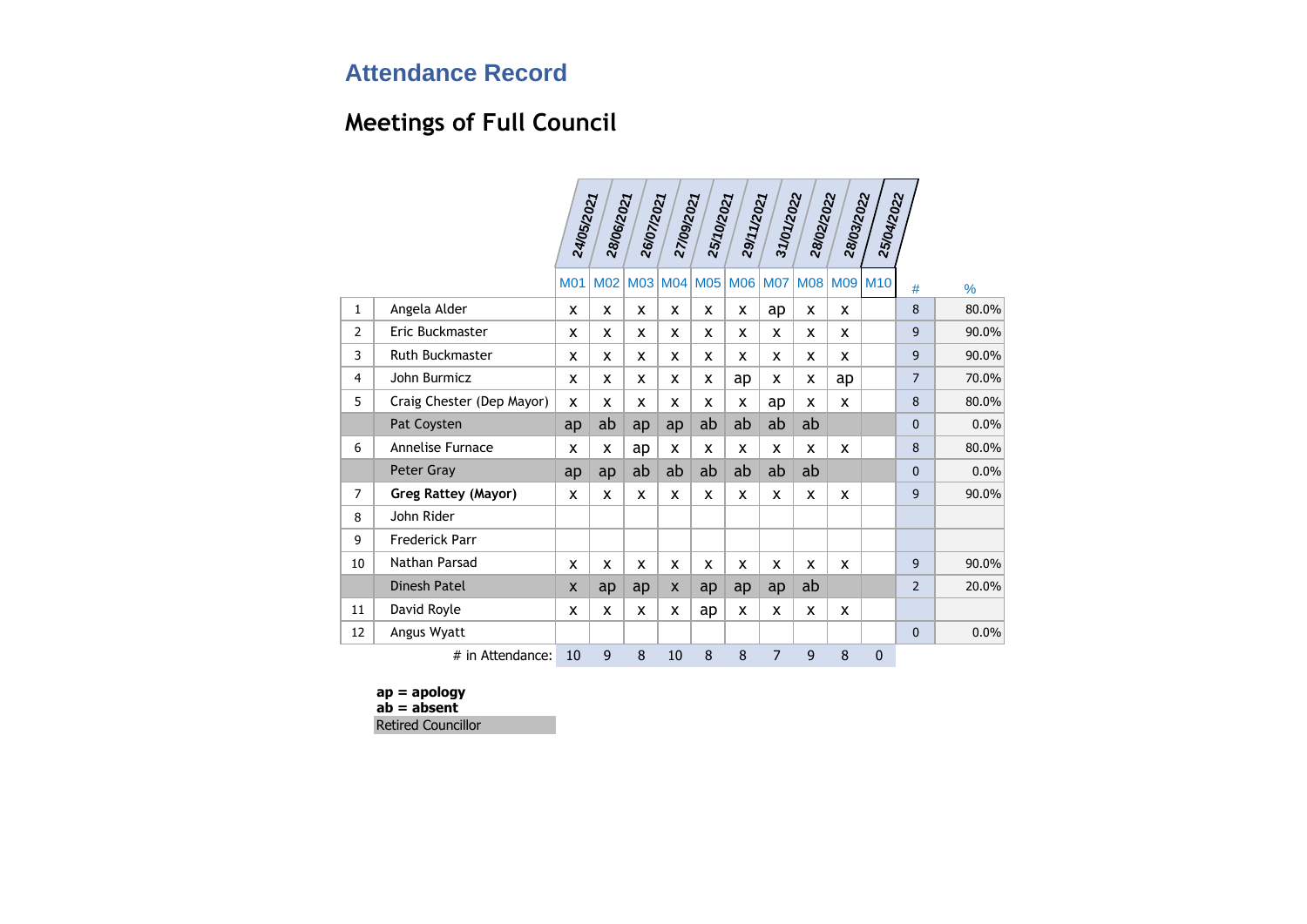# Attendance Record

## Meetings of Full Council

| | | 24/05/2021 | 28/06/2021 | 26/07/2021 | 27/09/2021 | 25/10/2021 | 29/11/2021 | 31/01/2022 | 28/02/2022 | 28/03/2022 | 25/04/2022 | | |
|---|---|---|---|---|---|---|---|---|---|---|---|---|---|
| | | M01 | M02 | M03 | M04 | M05 | M06 | M07 | M08 | M09 | M10 | # | % |
| 1 | Angela Alder | x | x | x | x | x | x | ap | x | x | | 8 | 80.0% |
| 2 | Eric Buckmaster | x | x | x | x | x | x | x | x | x | | 9 | 90.0% |
| 3 | Ruth Buckmaster | x | x | x | x | x | x | x | x | x | | 9 | 90.0% |
| 4 | John Burmicz | x | x | x | x | x | ap | x | x | ap | | 7 | 70.0% |
| 5 | Craig Chester (Dep Mayor) | x | x | x | x | x | x | ap | x | x | | 8 | 80.0% |
| | Pat Coysten | ap | ab | ap | ap | ab | ab | ab | ab | | | 0 | 0.0% |
| 6 | Annelise Furnace | x | x | ap | x | x | x | x | x | x | | 8 | 80.0% |
| | Peter Gray | ap | ap | ab | ab | ab | ab | ab | ab | | | 0 | 0.0% |
| 7 | **Greg Rattey (Mayor)** | x | x | x | x | x | x | x | x | x | | 9 | 90.0% |
| 8 | John Rider | | | | | | | | | | | | |
| 9 | Frederick Parr | | | | | | | | | | | | |
| 10 | Nathan Parsad | x | x | x | x | x | x | x | x | x | | 9 | 90.0% |
| | Dinesh Patel | x | ap | ap | x | ap | ap | ap | ab | | | 2 | 20.0% |
| 11 | David Royle | x | x | x | x | ap | x | x | x | x | | | |
| 12 | Angus Wyatt | | | | | | | | | | | 0 | 0.0% |
| | # in Attendance: | 10 | 9 | 8 | 10 | 8 | 8 | 7 | 9 | 8 | 0 | | |

**ap = apology**
**ab = absent**
Retired Councillor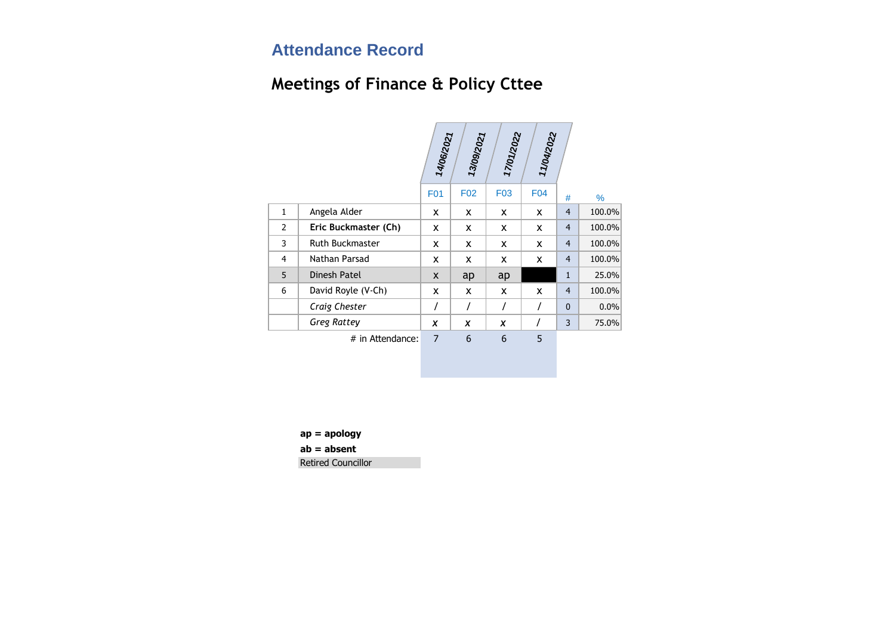## Attendance Record

# Meetings of Finance & Policy Cttee

| | | 14/06/2021 | 13/09/2021 | 17/01/2022 | 11/04/2022 | | |
|---|---|---|---|---|---|---|---|
| | | F01 | F02 | F03 | F04 | # | % |
| 1 | Angela Alder | x | x | x | x | 4 | 100.0% |
| 2 | **Eric Buckmaster (Ch)** | x | x | x | x | 4 | 100.0% |
| 3 | Ruth Buckmaster | x | x | x | x | 4 | 100.0% |
| 4 | Nathan Parsad | x | x | x | x | 4 | 100.0% |
| 5 | Dinesh Patel | x | ap | ap | | 1 | 25.0% |
| 6 | David Royle (V-Ch) | x | x | x | x | 4 | 100.0% |
| | *Craig Chester* | / | / | / | / | 0 | 0.0% |
| | *Greg Rattey* | x | x | x | / | 3 | 75.0% |
| | # in Attendance: | 7 | 6 | 6 | 5 | | |

**ap = apology**

**ab = absent**

Retired Councillor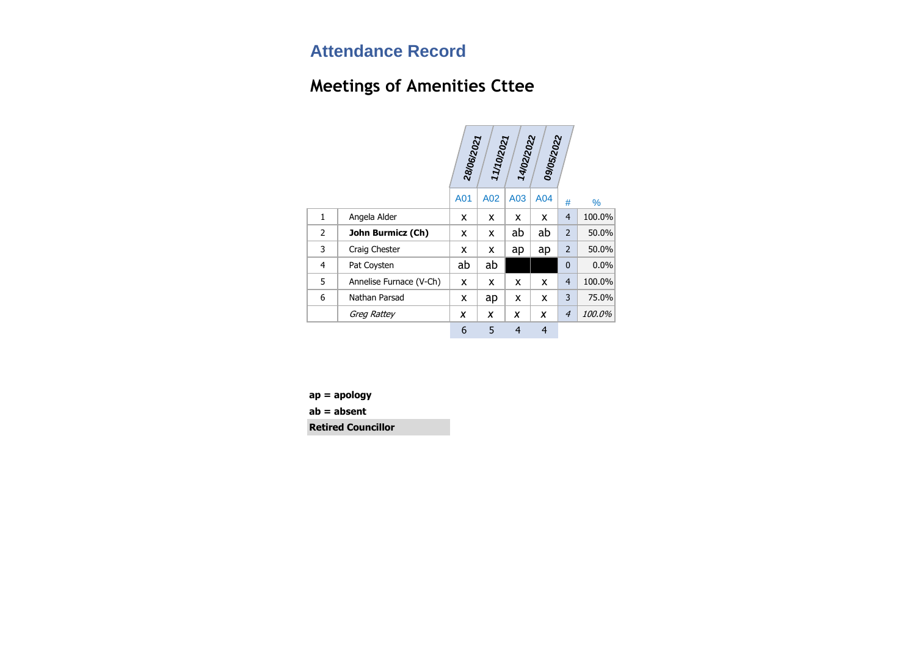## Attendance Record

# Meetings of Amenities Cttee

| | | 28/06/2021 | 11/10/2021 | 14/02/2022 | 09/05/2022 | | |
|---|---|---|---|---|---|---|---|
| | | A01 | A02 | A03 | A04 | # | % |
| 1 | Angela Alder | x | x | x | x | 4 | 100.0% |
| 2 | **John Burmicz (Ch)** | x | x | ab | ab | 2 | 50.0% |
| 3 | Craig Chester | x | x | ap | ap | 2 | 50.0% |
| 4 | Pat Coysten | ab | ab | | | 0 | 0.0% |
| 5 | Annelise Furnace (V-Ch) | x | x | x | x | 4 | 100.0% |
| 6 | Nathan Parsad | x | ap | x | x | 3 | 75.0% |
| | *Greg Rattey* | *x* | *x* | *x* | *x* | *4* | *100.0%* |
| | | 6 | 5 | 4 | 4 | | |

**ap = apology**

**ab = absent**

**Retired Councillor**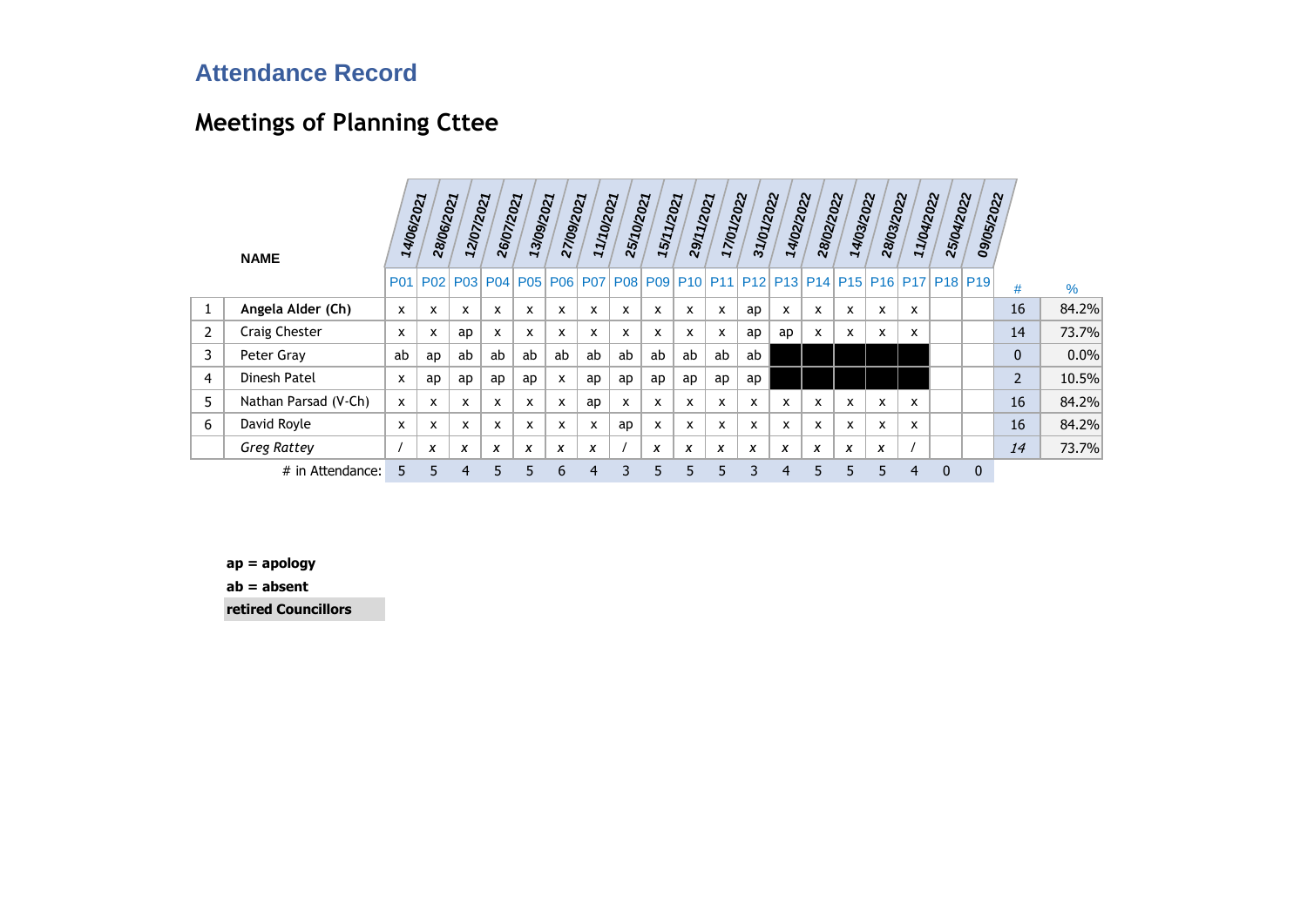# Attendance Record

## Meetings of Planning Cttee

| | NAME | 14/06/2021 | 28/06/2021 | 12/07/2021 | 26/07/2021 | 13/09/2021 | 27/09/2021 | 11/10/2021 | 25/10/2021 | 15/11/2021 | 29/11/2021 | 17/01/2022 | 31/01/2022 | 14/02/2022 | 28/02/2022 | 14/03/2022 | 28/03/2022 | 11/04/2022 | 25/04/2022 | 09/05/2022 | | |
|---|---|---|---|---|---|---|---|---|---|---|---|---|---|---|---|---|---|---|---|---|---|---|
| | | P01 | P02 | P03 | P04 | P05 | P06 | P07 | P08 | P09 | P10 | P11 | P12 | P13 | P14 | P15 | P16 | P17 | P18 | P19 | # | % |
| 1 | **Angela Alder (Ch)** | x | x | x | x | x | x | x | x | x | x | x | ap | x | x | x | x | x | | | 16 | 84.2% |
| 2 | Craig Chester | x | x | ap | x | x | x | x | x | x | x | x | ap | ap | x | x | x | x | | | 14 | 73.7% |
| 3 | Peter Gray | ab | ap | ab | ab | ab | ab | ab | ab | ab | ab | ab | ab | | | | | | | | 0 | 0.0% |
| 4 | Dinesh Patel | x | ap | ap | ap | ap | x | ap | ap | ap | ap | ap | ap | | | | | | | | 2 | 10.5% |
| 5 | Nathan Parsad (V-Ch) | x | x | x | x | x | x | ap | x | x | x | x | x | x | x | x | x | x | | | 16 | 84.2% |
| 6 | David Royle | x | x | x | x | x | x | x | ap | x | x | x | x | x | x | x | x | x | | | 16 | 84.2% |
| | *Greg Rattey* | / | *x* | *x* | *x* | *x* | *x* | *x* | / | *x* | *x* | *x* | *x* | *x* | *x* | *x* | *x* | / | | | *14* | 73.7% |
| | # in Attendance: | 5 | 5 | 4 | 5 | 5 | 6 | 4 | 3 | 5 | 5 | 5 | 3 | 4 | 5 | 5 | 5 | 4 | 0 | 0 | | |

**ap = apology**

**ab = absent**

**retired Councillors**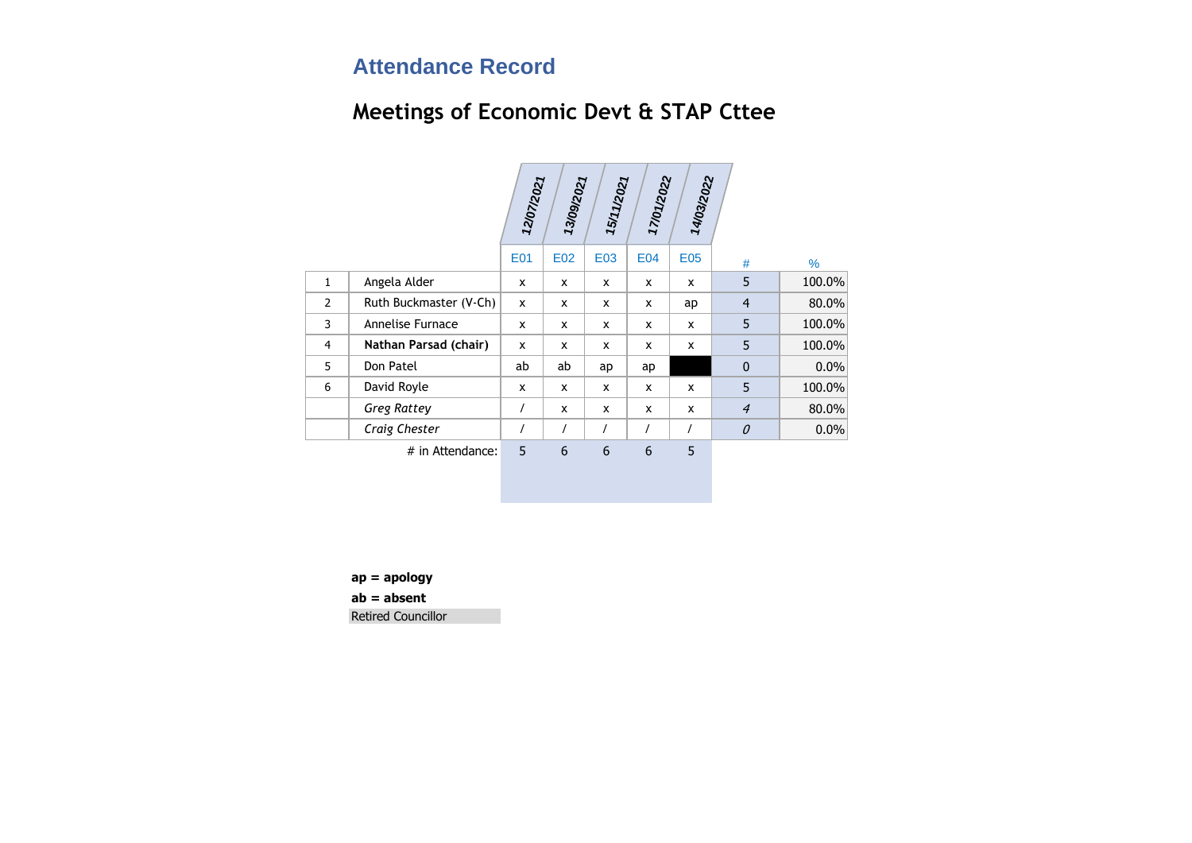## Attendance Record

# Meetings of Economic Devt & STAP Cttee

| | | 12/07/2021 | 13/09/2021 | 15/11/2021 | 17/01/2022 | 14/03/2022 | | |
|---|---|---|---|---|---|---|---|---|
| | | E01 | E02 | E03 | E04 | E05 | # | % |
| 1 | Angela Alder | x | x | x | x | x | 5 | 100.0% |
| 2 | Ruth Buckmaster (V-Ch) | x | x | x | x | ap | 4 | 80.0% |
| 3 | Annelise Furnace | x | x | x | x | x | 5 | 100.0% |
| 4 | **Nathan Parsad (chair)** | x | x | x | x | x | 5 | 100.0% |
| 5 | Don Patel | ab | ab | ap | ap | | 0 | 0.0% |
| 6 | David Royle | x | x | x | x | x | 5 | 100.0% |
| | *Greg Rattey* | / | x | x | x | x | *4* | 80.0% |
| | *Craig Chester* | / | / | / | / | / | *0* | 0.0% |
| | # in Attendance: | 5 | 6 | 6 | 6 | 5 | | |

**ap = apology**

**ab = absent**

Retired Councillor